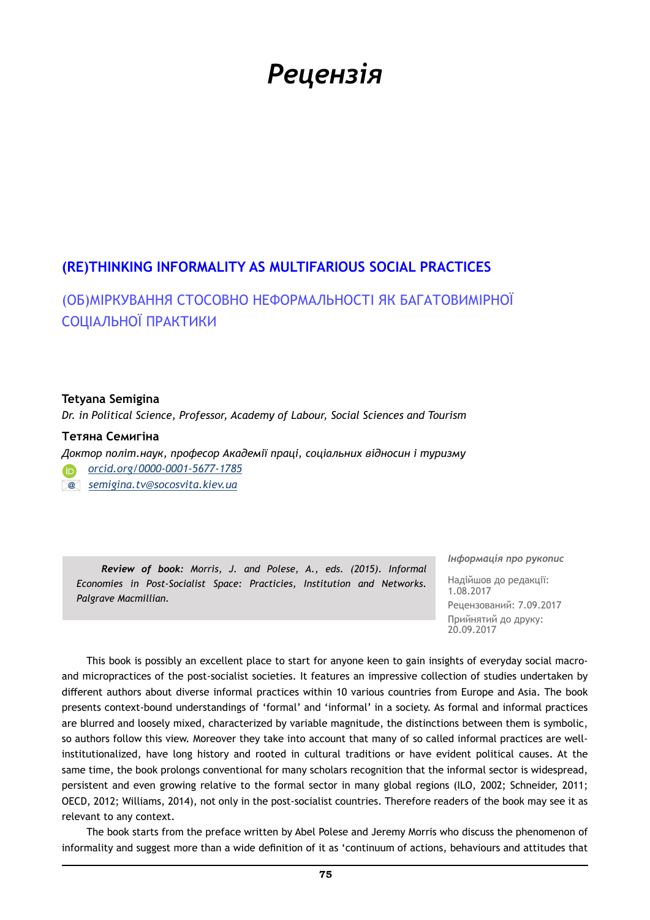# *Рецензія*

## (RE)THINKING INFORMALITY AS MULTIFARIOUS SOCIAL PRACTICES

## (ОБ)МІРКУВАННЯ СТОСОВНО НЕФОРМАЛЬНОСТІ ЯК БАГАТОВИМІРНОЇ СОЦІАЛЬНОЇ ПРАКТИКИ

**Tetyana Semigina**

*Dr. in Political Science, Professor, Academy of Labour, Social Sciences and Tourism*

**Тетяна Семигіна**

*Доктор політ.наук, професор Академії праці, соціальних відносин і туризму*

orcid.org/0000-0001-5677-1785

semigina.tv@socosvita.kiev.ua

***Review of book:*** *Morris, J. and Polese, A., eds. (2015). Informal Economies in Post-Socialist Space: Practicies, Institution and Networks. Palgrave Macmillian.*

***Інформація про рукопис***

Надійшов до редакції: 1.08.2017

Рецензований: 7.09.2017

Прийнятий до друку: 20.09.2017

This book is possibly an excellent place to start for anyone keen to gain insights of everyday social macro- and micropractices of the post-socialist societies. It features an impressive collection of studies undertaken by different authors about diverse informal practices within 10 various countries from Europe and Asia. The book presents context-bound understandings of 'formal' and 'informal' in a society. As formal and informal practices are blurred and loosely mixed, characterized by variable magnitude, the distinctions between them is symbolic, so authors follow this view. Moreover they take into account that many of so called informal practices are well-institutionalized, have long history and rooted in cultural traditions or have evident political causes. At the same time, the book prolongs conventional for many scholars recognition that the informal sector is widespread, persistent and even growing relative to the formal sector in many global regions (ILO, 2002; Schneider, 2011; OECD, 2012; Williams, 2014), not only in the post-socialist countries. Therefore readers of the book may see it as relevant to any context.

The book starts from the preface written by Abel Polese and Jeremy Morris who discuss the phenomenon of informality and suggest more than a wide definition of it as 'continuum of actions, behaviours and attitudes that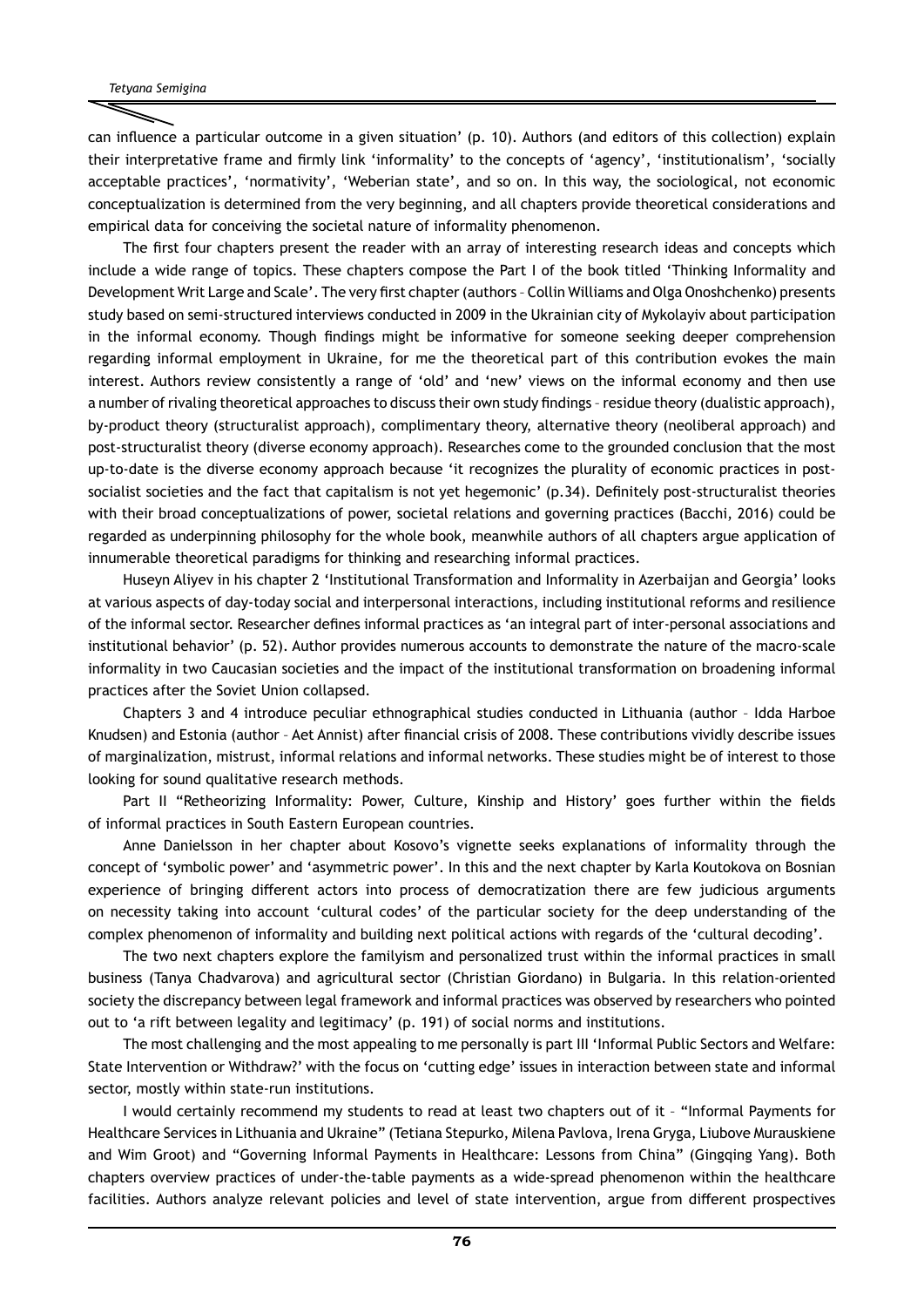can influence a particular outcome in a given situation' (p. 10). Authors (and editors of this collection) explain their interpretative frame and firmly link 'informality' to the concepts of 'agency', 'institutionalism', 'socially acceptable practices', 'normativity', 'Weberian state', and so on. In this way, the sociological, not economic conceptualization is determined from the very beginning, and all chapters provide theoretical considerations and empirical data for conceiving the societal nature of informality phenomenon.

The first four chapters present the reader with an array of interesting research ideas and concepts which include a wide range of topics. These chapters compose the Part I of the book titled 'Thinking Informality and Development Writ Large and Scale'. The very first chapter (authors – Collin Williams and Olga Onoshchenko) presents study based on semi-structured interviews conducted in 2009 in the Ukrainian city of Mykolayiv about participation in the informal economy. Though findings might be informative for someone seeking deeper comprehension regarding informal employment in Ukraine, for me the theoretical part of this contribution evokes the main interest. Authors review consistently a range of 'old' and 'new' views on the informal economy and then use a number of rivaling theoretical approaches to discuss their own study findings – residue theory (dualistic approach), by-product theory (structuralist approach), complimentary theory, alternative theory (neoliberal approach) and post-structuralist theory (diverse economy approach). Researches come to the grounded conclusion that the most up-to-date is the diverse economy approach because 'it recognizes the plurality of economic practices in post-socialist societies and the fact that capitalism is not yet hegemonic' (p.34). Definitely post-structuralist theories with their broad conceptualizations of power, societal relations and governing practices (Bacchi, 2016) could be regarded as underpinning philosophy for the whole book, meanwhile authors of all chapters argue application of innumerable theoretical paradigms for thinking and researching informal practices.

Huseyn Aliyev in his chapter 2 'Institutional Transformation and Informality in Azerbaijan and Georgia' looks at various aspects of day-today social and interpersonal interactions, including institutional reforms and resilience of the informal sector. Researcher defines informal practices as 'an integral part of inter-personal associations and institutional behavior' (p. 52). Author provides numerous accounts to demonstrate the nature of the macro-scale informality in two Caucasian societies and the impact of the institutional transformation on broadening informal practices after the Soviet Union collapsed.

Chapters 3 and 4 introduce peculiar ethnographical studies conducted in Lithuania (author – Idda Harboe Knudsen) and Estonia (author – Aet Annist) after financial crisis of 2008. These contributions vividly describe issues of marginalization, mistrust, informal relations and informal networks. These studies might be of interest to those looking for sound qualitative research methods.

Part II "Retheorizing Informality: Power, Culture, Kinship and History' goes further within the fields of informal practices in South Eastern European countries.

Anne Danielsson in her chapter about Kosovo's vignette seeks explanations of informality through the concept of 'symbolic power' and 'asymmetric power'. In this and the next chapter by Karla Koutokova on Bosnian experience of bringing different actors into process of democratization there are few judicious arguments on necessity taking into account 'cultural codes' of the particular society for the deep understanding of the complex phenomenon of informality and building next political actions with regards of the 'cultural decoding'.

The two next chapters explore the familyism and personalized trust within the informal practices in small business (Tanya Chadvarova) and agricultural sector (Christian Giordano) in Bulgaria. In this relation-oriented society the discrepancy between legal framework and informal practices was observed by researchers who pointed out to 'a rift between legality and legitimacy' (p. 191) of social norms and institutions.

The most challenging and the most appealing to me personally is part III 'Informal Public Sectors and Welfare: State Intervention or Withdraw?' with the focus on 'cutting edge' issues in interaction between state and informal sector, mostly within state-run institutions.

I would certainly recommend my students to read at least two chapters out of it – "Informal Payments for Healthcare Services in Lithuania and Ukraine" (Tetiana Stepurko, Milena Pavlova, Irena Gryga, Liubove Murauskiene and Wim Groot) and "Governing Informal Payments in Healthcare: Lessons from China" (Gingqing Yang). Both chapters overview practices of under-the-table payments as a wide-spread phenomenon within the healthcare facilities. Authors analyze relevant policies and level of state intervention, argue from different prospectives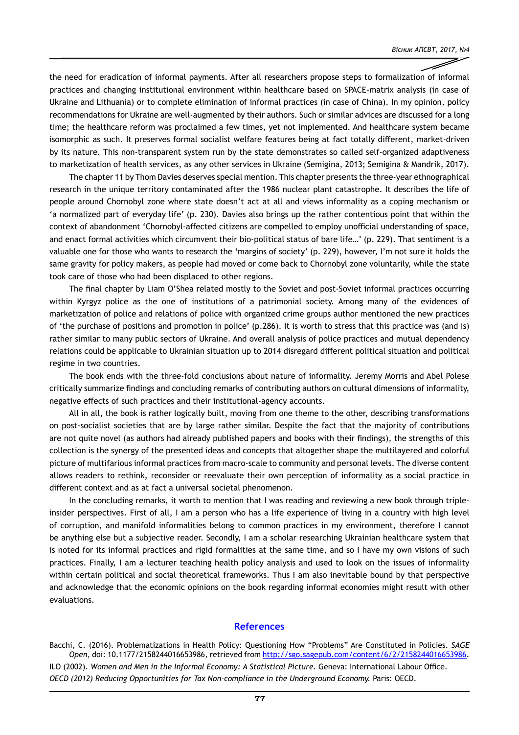the need for eradication of informal payments. After all researchers propose steps to formalization of informal practices and changing institutional environment within healthcare based on SPACE-matrix analysis (in case of Ukraine and Lithuania) or to complete elimination of informal practices (in case of China). In my opinion, policy recommendations for Ukraine are well-augmented by their authors. Such or similar advices are discussed for a long time; the healthcare reform was proclaimed a few times, yet not implemented. And healthcare system became isomorphic as such. It preserves formal socialist welfare features being at fact totally different, market-driven by its nature. This non-transparent system run by the state demonstrates so called self-organized adaptiveness to marketization of health services, as any other services in Ukraine (Semigina, 2013; Semigina & Mandrik, 2017).

The chapter 11 by Thom Davies deserves special mention. This chapter presents the three-year ethnographical research in the unique territory contaminated after the 1986 nuclear plant catastrophe. It describes the life of people around Chornobyl zone where state doesn't act at all and views informality as a coping mechanism or 'a normalized part of everyday life' (p. 230). Davies also brings up the rather contentious point that within the context of abandonment 'Chornobyl-affected citizens are compelled to employ unofficial understanding of space, and enact formal activities which circumvent their bio-political status of bare life…' (p. 229). That sentiment is a valuable one for those who wants to research the 'margins of society' (p. 229), however, I'm not sure it holds the same gravity for policy makers, as people had moved or come back to Chornobyl zone voluntarily, while the state took care of those who had been displaced to other regions.

The final chapter by Liam O'Shea related mostly to the Soviet and post-Soviet informal practices occurring within Kyrgyz police as the one of institutions of a patrimonial society. Among many of the evidences of marketization of police and relations of police with organized crime groups author mentioned the new practices of 'the purchase of positions and promotion in police' (p.286). It is worth to stress that this practice was (and is) rather similar to many public sectors of Ukraine. And overall analysis of police practices and mutual dependency relations could be applicable to Ukrainian situation up to 2014 disregard different political situation and political regime in two countries.

The book ends with the three-fold conclusions about nature of informality. Jeremy Morris and Abel Polese critically summarize findings and concluding remarks of contributing authors on cultural dimensions of informality, negative effects of such practices and their institutional-agency accounts.

All in all, the book is rather logically built, moving from one theme to the other, describing transformations on post-socialist societies that are by large rather similar. Despite the fact that the majority of contributions are not quite novel (as authors had already published papers and books with their findings), the strengths of this collection is the synergy of the presented ideas and concepts that altogether shape the multilayered and colorful picture of multifarious informal practices from macro-scale to community and personal levels. The diverse content allows readers to rethink, reconsider or reevaluate their own perception of informality as a social practice in different context and as at fact a universal societal phenomenon.

In the concluding remarks, it worth to mention that I was reading and reviewing a new book through triple-insider perspectives. First of all, I am a person who has a life experience of living in a country with high level of corruption, and manifold informalities belong to common practices in my environment, therefore I cannot be anything else but a subjective reader. Secondly, I am a scholar researching Ukrainian healthcare system that is noted for its informal practices and rigid formalities at the same time, and so I have my own visions of such practices. Finally, I am a lecturer teaching health policy analysis and used to look on the issues of informality within certain political and social theoretical frameworks. Thus I am also inevitable bound by that perspective and acknowledge that the economic opinions on the book regarding informal economies might result with other evaluations.

## References

Bacchi, C. (2016). Problematizations in Health Policy: Questioning How "Problems" Are Constituted in Policies. *SAGE Open*, doi: 10.1177/2158244016653986, retrieved from http://sgo.sagepub.com/content/6/2/2158244016653986.

ILO (2002). *Women and Men in the Informal Economy: A Statistical Picture*. Geneva: International Labour Office.

*OECD (2012) Reducing Opportunities for Tax Non-compliance in the Underground Economy.* Paris: OECD.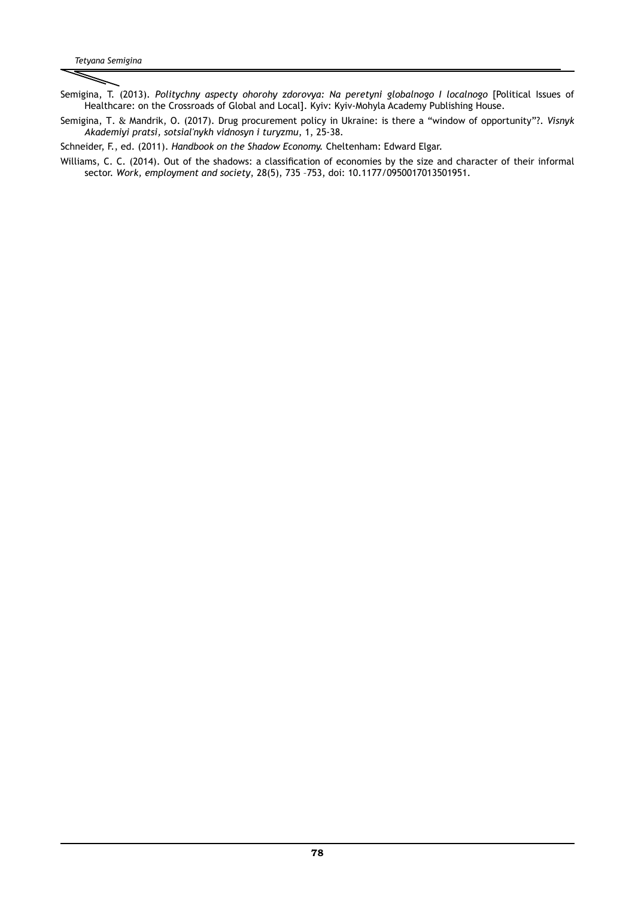Semigina, T. (2013). *Politychny aspecty ohorohy zdorovya: Na peretyni globalnogo I localnogo* [Political Issues of Healthcare: on the Crossroads of Global and Local]. Kyiv: Kyiv-Mohyla Academy Publishing House.

Semigina, T. & Mandrik, O. (2017). Drug procurement policy in Ukraine: is there a "window of opportunity"?. *Visnyk Akademiyi pratsi, sotsial'nykh vidnosyn i turyzmu*, 1, 25-38.

Schneider, F., ed. (2011). *Handbook on the Shadow Economy.* Cheltenham: Edward Elgar.

Williams, C. C. (2014). Out of the shadows: a classification of economies by the size and character of their informal sector. *Work, employment and society*, 28(5), 735 –753, doi: 10.1177/0950017013501951.